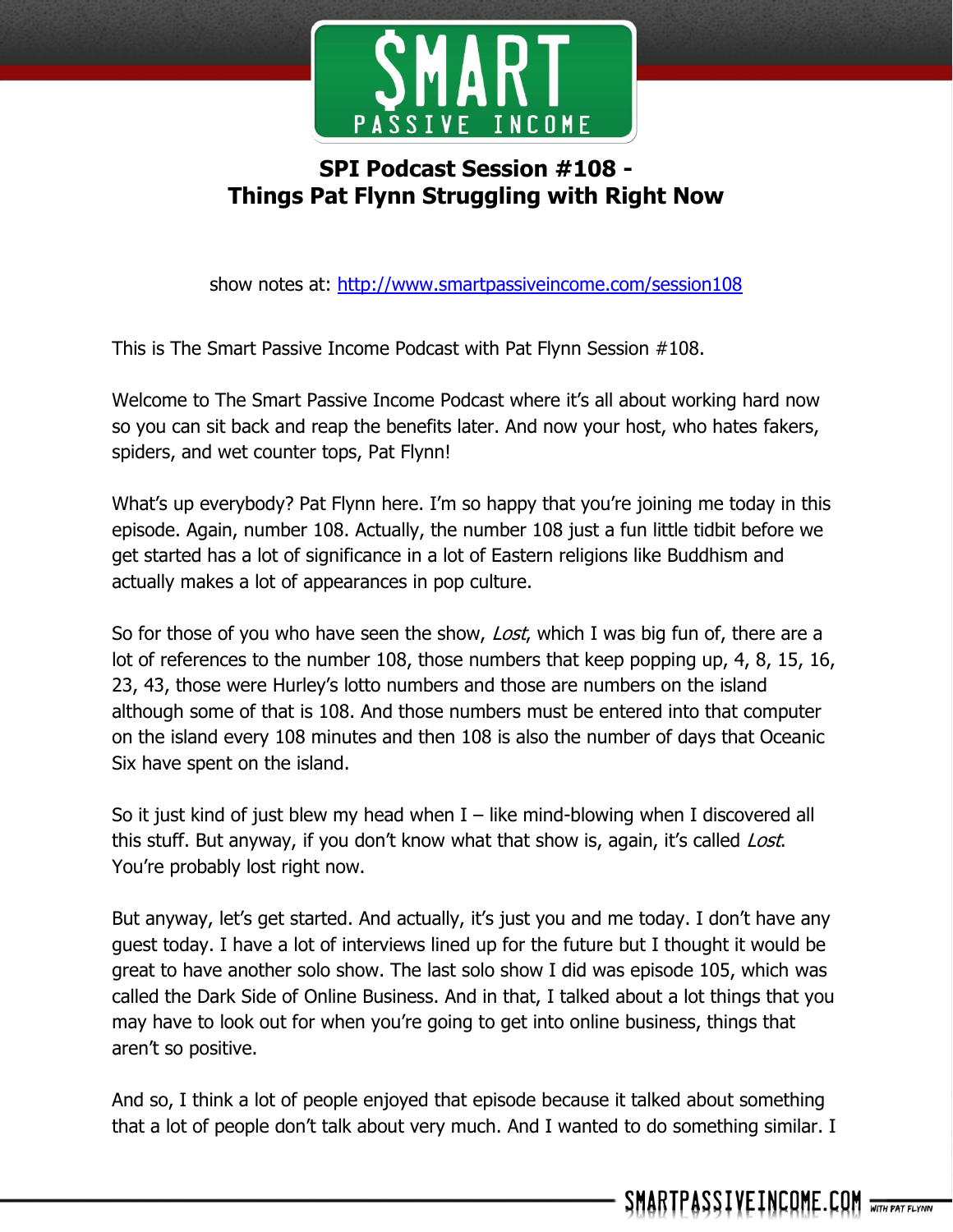# SPI Podcast Session #108 - Things Pat Flynn Struggling with Right Now

show notes at: http://www.smartpassiveincome.com/session108

This is The Smart Passive Income Podcast with Pat Flynn Session #108.

Welcome to The Smart Passive Income Podcast where it's all about working hard now so you can sit back and reap the benefits later. And now your host, who hates fakers, spiders, and wet counter tops, Pat Flynn!

What's up everybody? Pat Flynn here. I'm so happy that you're joining me today in this episode. Again, number 108. Actually, the number 108 just a fun little tidbit before we get started has a lot of significance in a lot of Eastern religions like Buddhism and actually makes a lot of appearances in pop culture.

So for those of you who have seen the show, *Lost*, which I was big fun of, there are a lot of references to the number 108, those numbers that keep popping up, 4, 8, 15, 16, 23, 43, those were Hurley's lotto numbers and those are numbers on the island although some of that is 108. And those numbers must be entered into that computer on the island every 108 minutes and then 108 is also the number of days that Oceanic Six have spent on the island.

So it just kind of just blew my head when I – like mind-blowing when I discovered all this stuff. But anyway, if you don't know what that show is, again, it's called *Lost*. You're probably lost right now.

But anyway, let's get started. And actually, it's just you and me today. I don't have any guest today. I have a lot of interviews lined up for the future but I thought it would be great to have another solo show. The last solo show I did was episode 105, which was called the Dark Side of Online Business. And in that, I talked about a lot things that you may have to look out for when you're going to get into online business, things that aren't so positive.

And so, I think a lot of people enjoyed that episode because it talked about something that a lot of people don't talk about very much. And I wanted to do something similar. I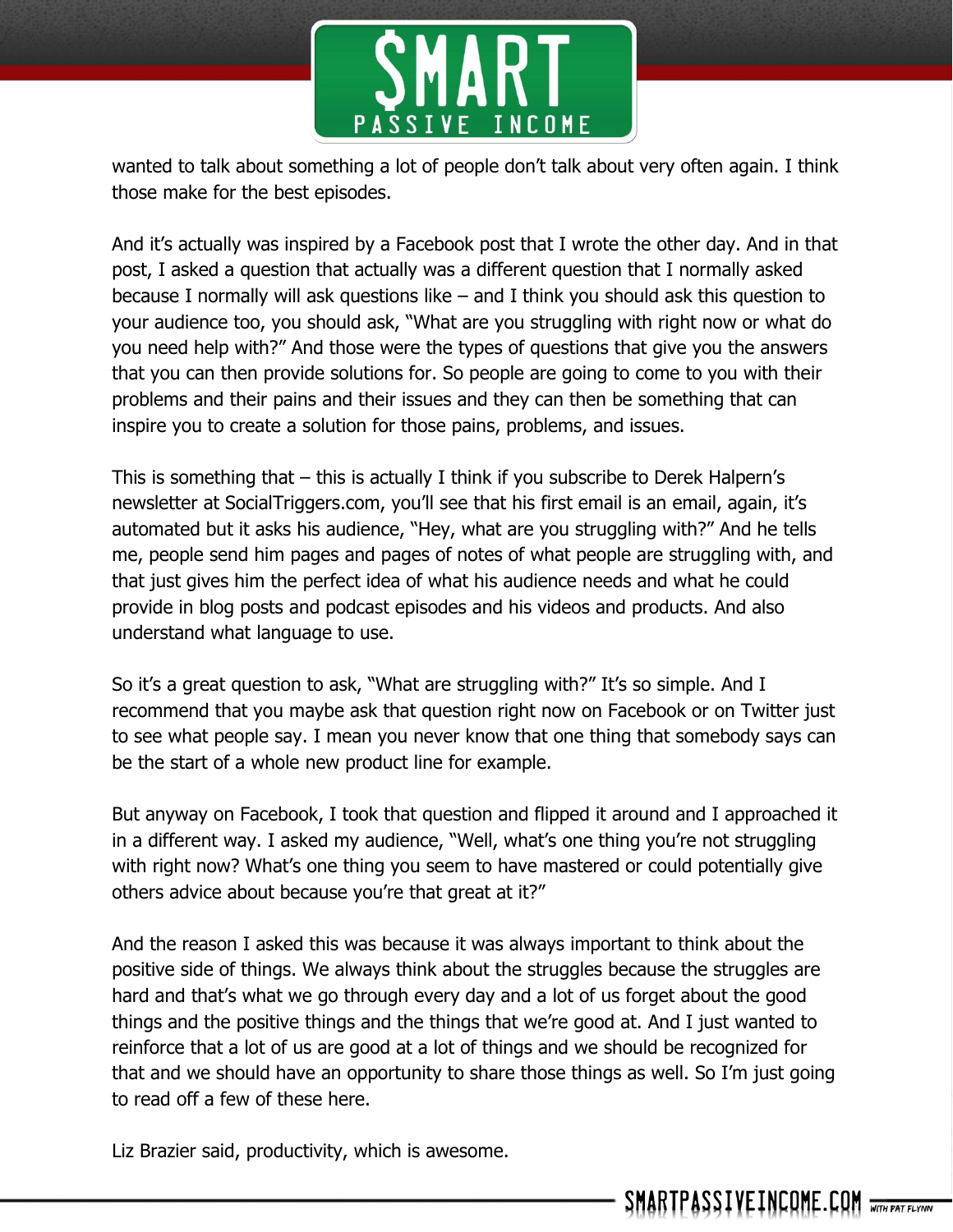wanted to talk about something a lot of people don't talk about very often again. I think those make for the best episodes.

And it's actually was inspired by a Facebook post that I wrote the other day. And in that post, I asked a question that actually was a different question that I normally asked because I normally will ask questions like – and I think you should ask this question to your audience too, you should ask, "What are you struggling with right now or what do you need help with?" And those were the types of questions that give you the answers that you can then provide solutions for. So people are going to come to you with their problems and their pains and their issues and they can then be something that can inspire you to create a solution for those pains, problems, and issues.

This is something that – this is actually I think if you subscribe to Derek Halpern's newsletter at SocialTriggers.com, you'll see that his first email is an email, again, it's automated but it asks his audience, "Hey, what are you struggling with?" And he tells me, people send him pages and pages of notes of what people are struggling with, and that just gives him the perfect idea of what his audience needs and what he could provide in blog posts and podcast episodes and his videos and products. And also understand what language to use.

So it's a great question to ask, "What are struggling with?" It's so simple. And I recommend that you maybe ask that question right now on Facebook or on Twitter just to see what people say. I mean you never know that one thing that somebody says can be the start of a whole new product line for example.

But anyway on Facebook, I took that question and flipped it around and I approached it in a different way. I asked my audience, "Well, what's one thing you're not struggling with right now? What's one thing you seem to have mastered or could potentially give others advice about because you're that great at it?"

And the reason I asked this was because it was always important to think about the positive side of things. We always think about the struggles because the struggles are hard and that's what we go through every day and a lot of us forget about the good things and the positive things and the things that we're good at. And I just wanted to reinforce that a lot of us are good at a lot of things and we should be recognized for that and we should have an opportunity to share those things as well. So I'm just going to read off a few of these here.

Liz Brazier said, productivity, which is awesome.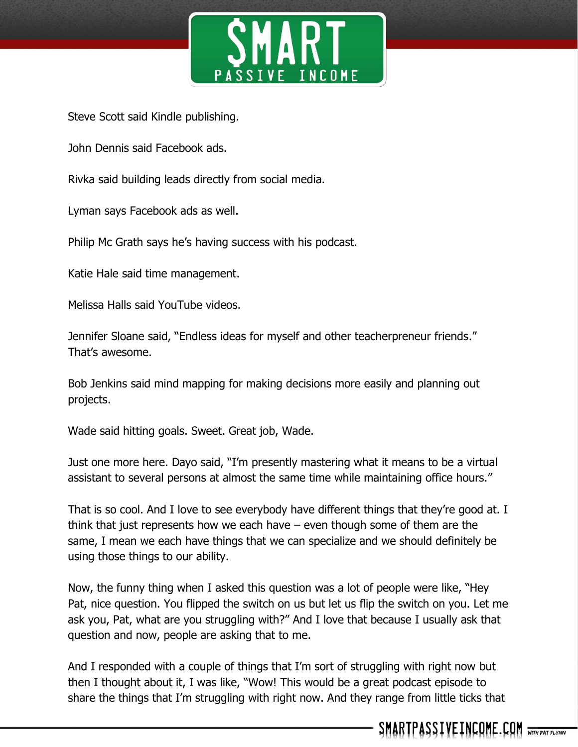Steve Scott said Kindle publishing.

John Dennis said Facebook ads.

Rivka said building leads directly from social media.

Lyman says Facebook ads as well.

Philip Mc Grath says he's having success with his podcast.

Katie Hale said time management.

Melissa Halls said YouTube videos.

Jennifer Sloane said, "Endless ideas for myself and other teacherpreneur friends." That's awesome.

Bob Jenkins said mind mapping for making decisions more easily and planning out projects.

Wade said hitting goals. Sweet. Great job, Wade.

Just one more here. Dayo said, "I'm presently mastering what it means to be a virtual assistant to several persons at almost the same time while maintaining office hours."

That is so cool. And I love to see everybody have different things that they're good at. I think that just represents how we each have – even though some of them are the same, I mean we each have things that we can specialize and we should definitely be using those things to our ability.

Now, the funny thing when I asked this question was a lot of people were like, "Hey Pat, nice question. You flipped the switch on us but let us flip the switch on you. Let me ask you, Pat, what are you struggling with?" And I love that because I usually ask that question and now, people are asking that to me.

And I responded with a couple of things that I'm sort of struggling with right now but then I thought about it, I was like, "Wow! This would be a great podcast episode to share the things that I'm struggling with right now. And they range from little ticks that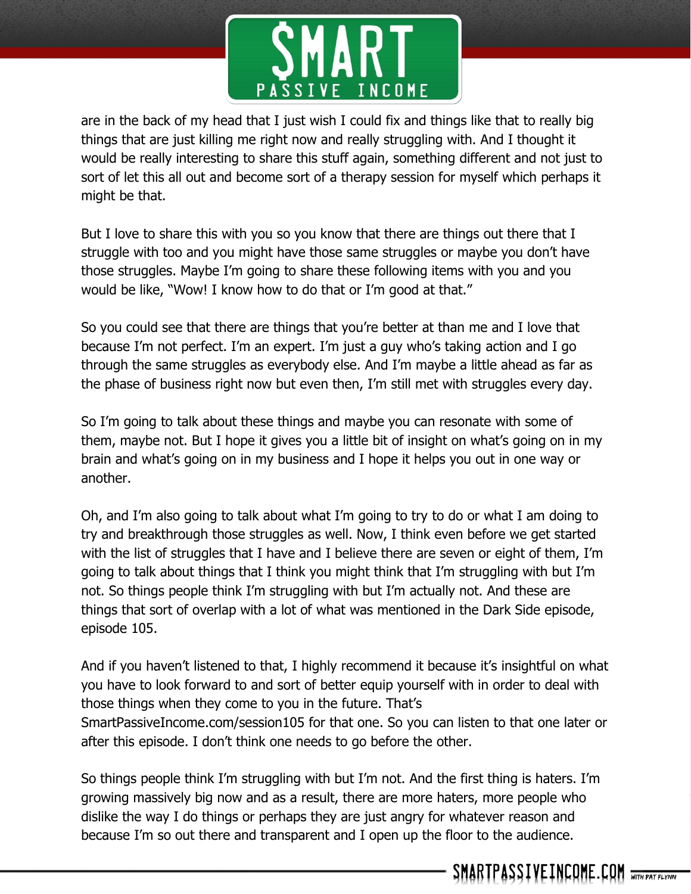are in the back of my head that I just wish I could fix and things like that to really big things that are just killing me right now and really struggling with. And I thought it would be really interesting to share this stuff again, something different and not just to sort of let this all out and become sort of a therapy session for myself which perhaps it might be that.

But I love to share this with you so you know that there are things out there that I struggle with too and you might have those same struggles or maybe you don't have those struggles. Maybe I'm going to share these following items with you and you would be like, "Wow! I know how to do that or I'm good at that."

So you could see that there are things that you're better at than me and I love that because I'm not perfect. I'm an expert. I'm just a guy who's taking action and I go through the same struggles as everybody else. And I'm maybe a little ahead as far as the phase of business right now but even then, I'm still met with struggles every day.

So I'm going to talk about these things and maybe you can resonate with some of them, maybe not. But I hope it gives you a little bit of insight on what's going on in my brain and what's going on in my business and I hope it helps you out in one way or another.

Oh, and I'm also going to talk about what I'm going to try to do or what I am doing to try and breakthrough those struggles as well. Now, I think even before we get started with the list of struggles that I have and I believe there are seven or eight of them, I'm going to talk about things that I think you might think that I'm struggling with but I'm not. So things people think I'm struggling with but I'm actually not. And these are things that sort of overlap with a lot of what was mentioned in the Dark Side episode, episode 105.

And if you haven't listened to that, I highly recommend it because it's insightful on what you have to look forward to and sort of better equip yourself with in order to deal with those things when they come to you in the future. That's SmartPassiveIncome.com/session105 for that one. So you can listen to that one later or after this episode. I don't think one needs to go before the other.

So things people think I'm struggling with but I'm not. And the first thing is haters. I'm growing massively big now and as a result, there are more haters, more people who dislike the way I do things or perhaps they are just angry for whatever reason and because I'm so out there and transparent and I open up the floor to the audience.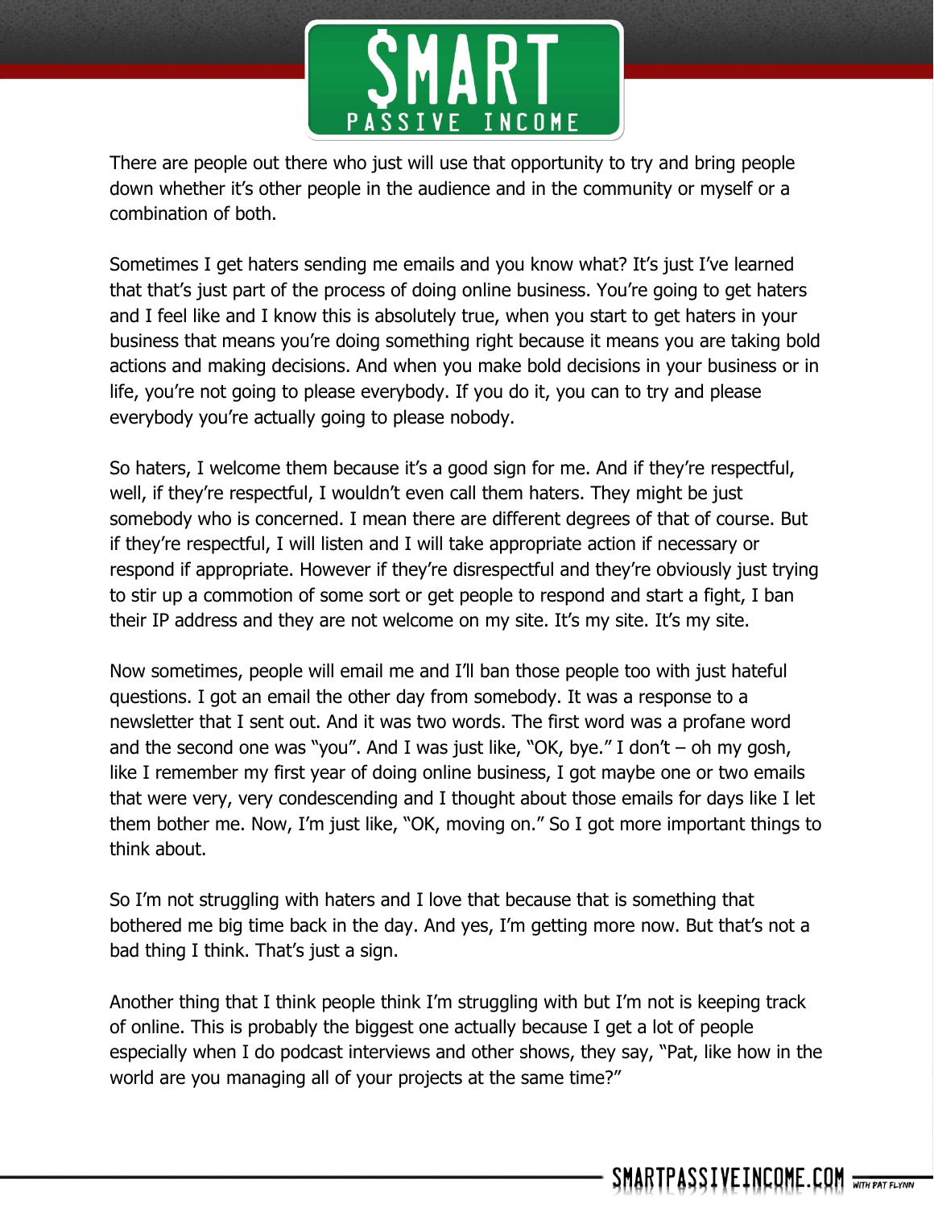There are people out there who just will use that opportunity to try and bring people down whether it's other people in the audience and in the community or myself or a combination of both.

Sometimes I get haters sending me emails and you know what? It's just I've learned that that's just part of the process of doing online business. You're going to get haters and I feel like and I know this is absolutely true, when you start to get haters in your business that means you're doing something right because it means you are taking bold actions and making decisions. And when you make bold decisions in your business or in life, you're not going to please everybody. If you do it, you can to try and please everybody you're actually going to please nobody.

So haters, I welcome them because it's a good sign for me. And if they're respectful, well, if they're respectful, I wouldn't even call them haters. They might be just somebody who is concerned. I mean there are different degrees of that of course. But if they're respectful, I will listen and I will take appropriate action if necessary or respond if appropriate. However if they're disrespectful and they're obviously just trying to stir up a commotion of some sort or get people to respond and start a fight, I ban their IP address and they are not welcome on my site. It's my site. It's my site.

Now sometimes, people will email me and I'll ban those people too with just hateful questions. I got an email the other day from somebody. It was a response to a newsletter that I sent out. And it was two words. The first word was a profane word and the second one was "you". And I was just like, "OK, bye." I don't – oh my gosh, like I remember my first year of doing online business, I got maybe one or two emails that were very, very condescending and I thought about those emails for days like I let them bother me. Now, I'm just like, "OK, moving on." So I got more important things to think about.

So I'm not struggling with haters and I love that because that is something that bothered me big time back in the day. And yes, I'm getting more now. But that's not a bad thing I think. That's just a sign.

Another thing that I think people think I'm struggling with but I'm not is keeping track of online. This is probably the biggest one actually because I get a lot of people especially when I do podcast interviews and other shows, they say, "Pat, like how in the world are you managing all of your projects at the same time?"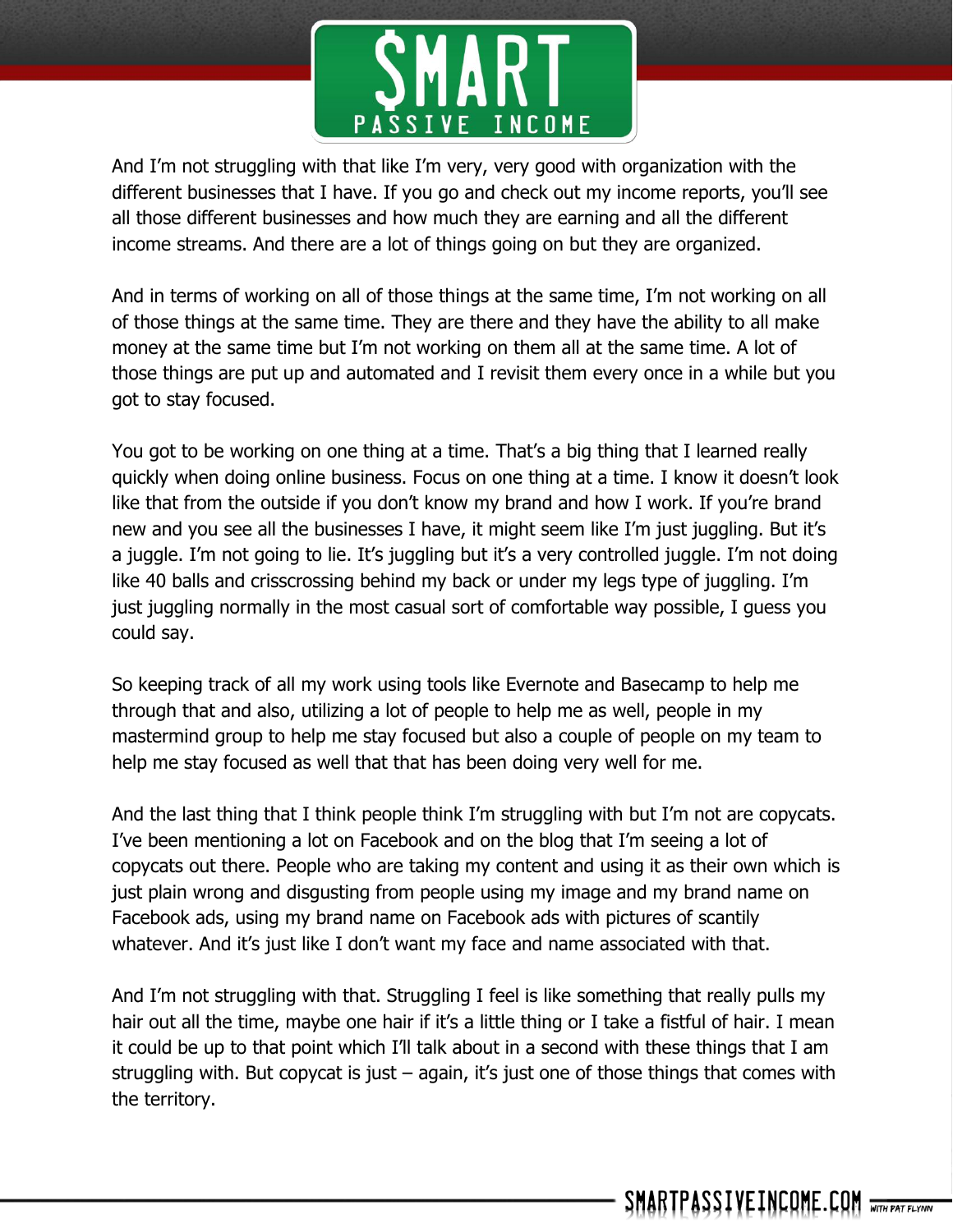And I'm not struggling with that like I'm very, very good with organization with the different businesses that I have. If you go and check out my income reports, you'll see all those different businesses and how much they are earning and all the different income streams. And there are a lot of things going on but they are organized.

And in terms of working on all of those things at the same time, I'm not working on all of those things at the same time. They are there and they have the ability to all make money at the same time but I'm not working on them all at the same time. A lot of those things are put up and automated and I revisit them every once in a while but you got to stay focused.

You got to be working on one thing at a time. That's a big thing that I learned really quickly when doing online business. Focus on one thing at a time. I know it doesn't look like that from the outside if you don't know my brand and how I work. If you're brand new and you see all the businesses I have, it might seem like I'm just juggling. But it's a juggle. I'm not going to lie. It's juggling but it's a very controlled juggle. I'm not doing like 40 balls and crisscrossing behind my back or under my legs type of juggling. I'm just juggling normally in the most casual sort of comfortable way possible, I guess you could say.

So keeping track of all my work using tools like Evernote and Basecamp to help me through that and also, utilizing a lot of people to help me as well, people in my mastermind group to help me stay focused but also a couple of people on my team to help me stay focused as well that that has been doing very well for me.

And the last thing that I think people think I'm struggling with but I'm not are copycats. I've been mentioning a lot on Facebook and on the blog that I'm seeing a lot of copycats out there. People who are taking my content and using it as their own which is just plain wrong and disgusting from people using my image and my brand name on Facebook ads, using my brand name on Facebook ads with pictures of scantily whatever. And it's just like I don't want my face and name associated with that.

And I'm not struggling with that. Struggling I feel is like something that really pulls my hair out all the time, maybe one hair if it's a little thing or I take a fistful of hair. I mean it could be up to that point which I'll talk about in a second with these things that I am struggling with. But copycat is just – again, it's just one of those things that comes with the territory.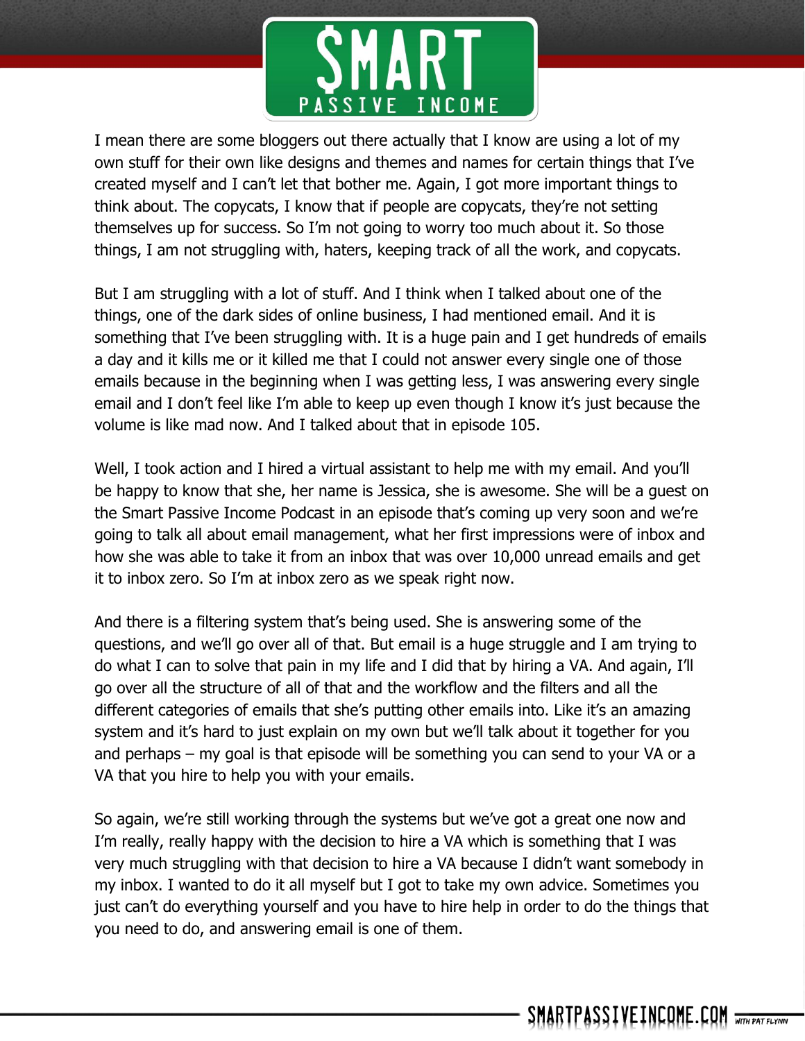I mean there are some bloggers out there actually that I know are using a lot of my own stuff for their own like designs and themes and names for certain things that I've created myself and I can't let that bother me. Again, I got more important things to think about. The copycats, I know that if people are copycats, they're not setting themselves up for success. So I'm not going to worry too much about it. So those things, I am not struggling with, haters, keeping track of all the work, and copycats.

But I am struggling with a lot of stuff. And I think when I talked about one of the things, one of the dark sides of online business, I had mentioned email. And it is something that I've been struggling with. It is a huge pain and I get hundreds of emails a day and it kills me or it killed me that I could not answer every single one of those emails because in the beginning when I was getting less, I was answering every single email and I don't feel like I'm able to keep up even though I know it's just because the volume is like mad now. And I talked about that in episode 105.

Well, I took action and I hired a virtual assistant to help me with my email. And you'll be happy to know that she, her name is Jessica, she is awesome. She will be a guest on the Smart Passive Income Podcast in an episode that's coming up very soon and we're going to talk all about email management, what her first impressions were of inbox and how she was able to take it from an inbox that was over 10,000 unread emails and get it to inbox zero. So I'm at inbox zero as we speak right now.

And there is a filtering system that's being used. She is answering some of the questions, and we'll go over all of that. But email is a huge struggle and I am trying to do what I can to solve that pain in my life and I did that by hiring a VA. And again, I'll go over all the structure of all of that and the workflow and the filters and all the different categories of emails that she's putting other emails into. Like it's an amazing system and it's hard to just explain on my own but we'll talk about it together for you and perhaps – my goal is that episode will be something you can send to your VA or a VA that you hire to help you with your emails.

So again, we're still working through the systems but we've got a great one now and I'm really, really happy with the decision to hire a VA which is something that I was very much struggling with that decision to hire a VA because I didn't want somebody in my inbox. I wanted to do it all myself but I got to take my own advice. Sometimes you just can't do everything yourself and you have to hire help in order to do the things that you need to do, and answering email is one of them.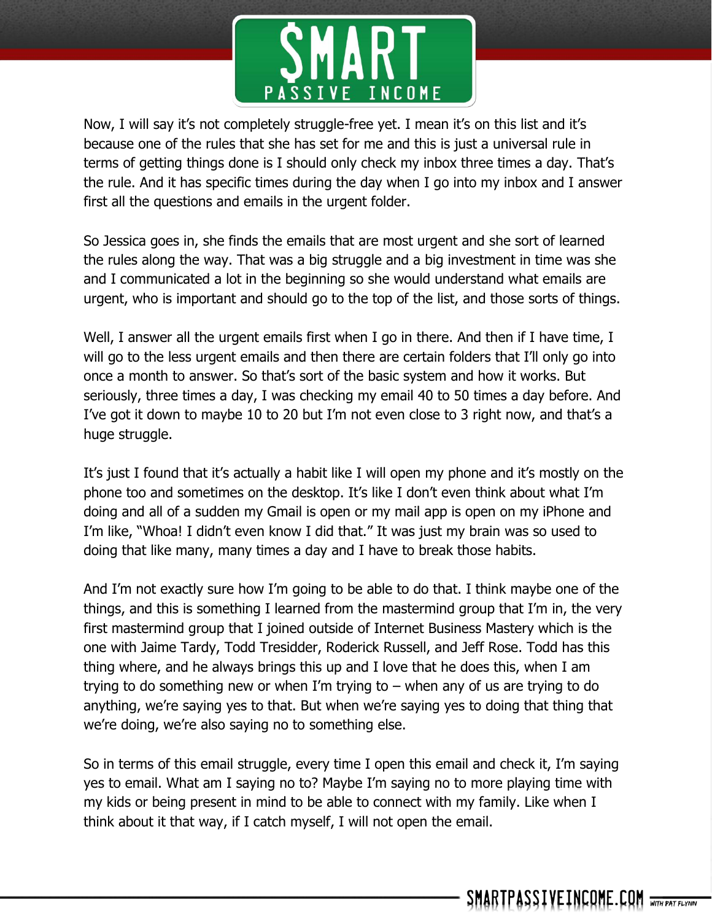Now, I will say it's not completely struggle-free yet. I mean it's on this list and it's because one of the rules that she has set for me and this is just a universal rule in terms of getting things done is I should only check my inbox three times a day. That's the rule. And it has specific times during the day when I go into my inbox and I answer first all the questions and emails in the urgent folder.

So Jessica goes in, she finds the emails that are most urgent and she sort of learned the rules along the way. That was a big struggle and a big investment in time was she and I communicated a lot in the beginning so she would understand what emails are urgent, who is important and should go to the top of the list, and those sorts of things.

Well, I answer all the urgent emails first when I go in there. And then if I have time, I will go to the less urgent emails and then there are certain folders that I'll only go into once a month to answer. So that's sort of the basic system and how it works. But seriously, three times a day, I was checking my email 40 to 50 times a day before. And I've got it down to maybe 10 to 20 but I'm not even close to 3 right now, and that's a huge struggle.

It's just I found that it's actually a habit like I will open my phone and it's mostly on the phone too and sometimes on the desktop. It's like I don't even think about what I'm doing and all of a sudden my Gmail is open or my mail app is open on my iPhone and I'm like, "Whoa! I didn't even know I did that." It was just my brain was so used to doing that like many, many times a day and I have to break those habits.

And I'm not exactly sure how I'm going to be able to do that. I think maybe one of the things, and this is something I learned from the mastermind group that I'm in, the very first mastermind group that I joined outside of Internet Business Mastery which is the one with Jaime Tardy, Todd Tresidder, Roderick Russell, and Jeff Rose. Todd has this thing where, and he always brings this up and I love that he does this, when I am trying to do something new or when I'm trying to – when any of us are trying to do anything, we're saying yes to that. But when we're saying yes to doing that thing that we're doing, we're also saying no to something else.

So in terms of this email struggle, every time I open this email and check it, I'm saying yes to email. What am I saying no to? Maybe I'm saying no to more playing time with my kids or being present in mind to be able to connect with my family. Like when I think about it that way, if I catch myself, I will not open the email.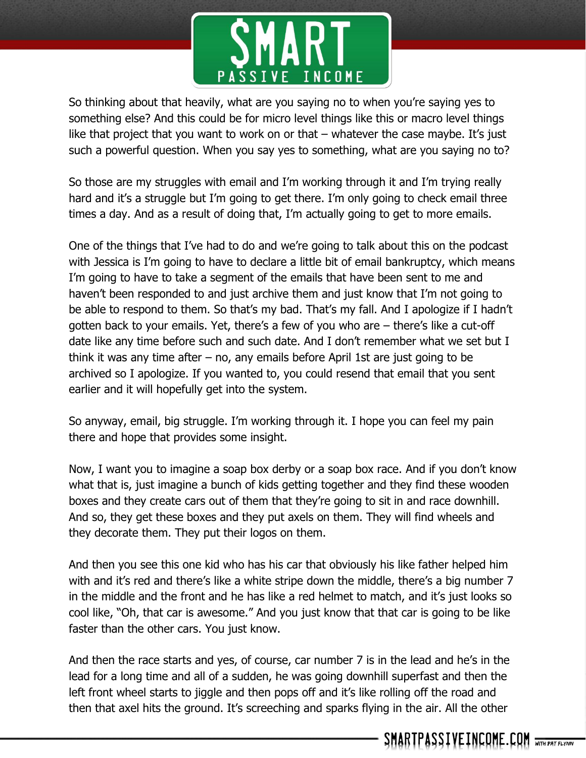So thinking about that heavily, what are you saying no to when you're saying yes to something else? And this could be for micro level things like this or macro level things like that project that you want to work on or that – whatever the case maybe. It's just such a powerful question. When you say yes to something, what are you saying no to?

So those are my struggles with email and I'm working through it and I'm trying really hard and it's a struggle but I'm going to get there. I'm only going to check email three times a day. And as a result of doing that, I'm actually going to get to more emails.

One of the things that I've had to do and we're going to talk about this on the podcast with Jessica is I'm going to have to declare a little bit of email bankruptcy, which means I'm going to have to take a segment of the emails that have been sent to me and haven't been responded to and just archive them and just know that I'm not going to be able to respond to them. So that's my bad. That's my fall. And I apologize if I hadn't gotten back to your emails. Yet, there's a few of you who are – there's like a cut-off date like any time before such and such date. And I don't remember what we set but I think it was any time after – no, any emails before April 1st are just going to be archived so I apologize. If you wanted to, you could resend that email that you sent earlier and it will hopefully get into the system.

So anyway, email, big struggle. I'm working through it. I hope you can feel my pain there and hope that provides some insight.

Now, I want you to imagine a soap box derby or a soap box race. And if you don't know what that is, just imagine a bunch of kids getting together and they find these wooden boxes and they create cars out of them that they're going to sit in and race downhill. And so, they get these boxes and they put axels on them. They will find wheels and they decorate them. They put their logos on them.

And then you see this one kid who has his car that obviously his like father helped him with and it's red and there's like a white stripe down the middle, there's a big number 7 in the middle and the front and he has like a red helmet to match, and it's just looks so cool like, "Oh, that car is awesome." And you just know that that car is going to be like faster than the other cars. You just know.

And then the race starts and yes, of course, car number 7 is in the lead and he's in the lead for a long time and all of a sudden, he was going downhill superfast and then the left front wheel starts to jiggle and then pops off and it's like rolling off the road and then that axel hits the ground. It's screeching and sparks flying in the air. All the other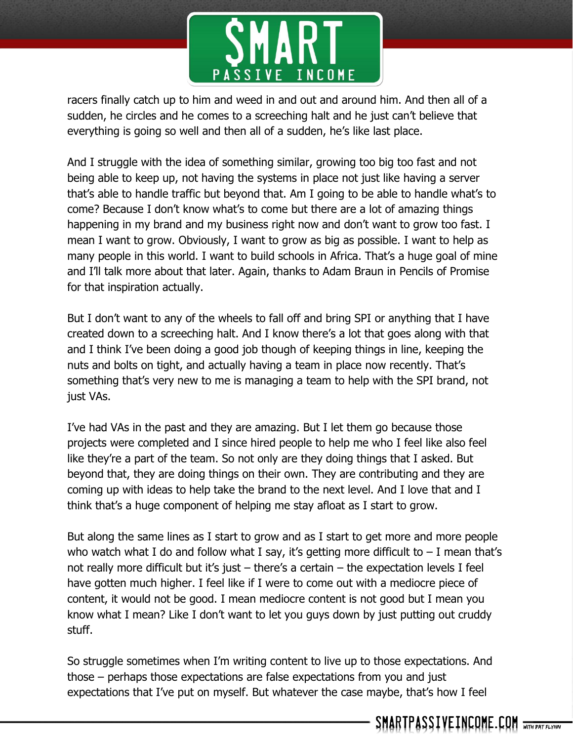racers finally catch up to him and weed in and out and around him. And then all of a sudden, he circles and he comes to a screeching halt and he just can't believe that everything is going so well and then all of a sudden, he's like last place.

And I struggle with the idea of something similar, growing too big too fast and not being able to keep up, not having the systems in place not just like having a server that's able to handle traffic but beyond that. Am I going to be able to handle what's to come? Because I don't know what's to come but there are a lot of amazing things happening in my brand and my business right now and don't want to grow too fast. I mean I want to grow. Obviously, I want to grow as big as possible. I want to help as many people in this world. I want to build schools in Africa. That's a huge goal of mine and I'll talk more about that later. Again, thanks to Adam Braun in Pencils of Promise for that inspiration actually.

But I don't want to any of the wheels to fall off and bring SPI or anything that I have created down to a screeching halt. And I know there's a lot that goes along with that and I think I've been doing a good job though of keeping things in line, keeping the nuts and bolts on tight, and actually having a team in place now recently. That's something that's very new to me is managing a team to help with the SPI brand, not just VAs.

I've had VAs in the past and they are amazing. But I let them go because those projects were completed and I since hired people to help me who I feel like also feel like they're a part of the team. So not only are they doing things that I asked. But beyond that, they are doing things on their own. They are contributing and they are coming up with ideas to help take the brand to the next level. And I love that and I think that's a huge component of helping me stay afloat as I start to grow.

But along the same lines as I start to grow and as I start to get more and more people who watch what I do and follow what I say, it's getting more difficult to – I mean that's not really more difficult but it's just – there's a certain – the expectation levels I feel have gotten much higher. I feel like if I were to come out with a mediocre piece of content, it would not be good. I mean mediocre content is not good but I mean you know what I mean? Like I don't want to let you guys down by just putting out cruddy stuff.

So struggle sometimes when I'm writing content to live up to those expectations. And those – perhaps those expectations are false expectations from you and just expectations that I've put on myself. But whatever the case maybe, that's how I feel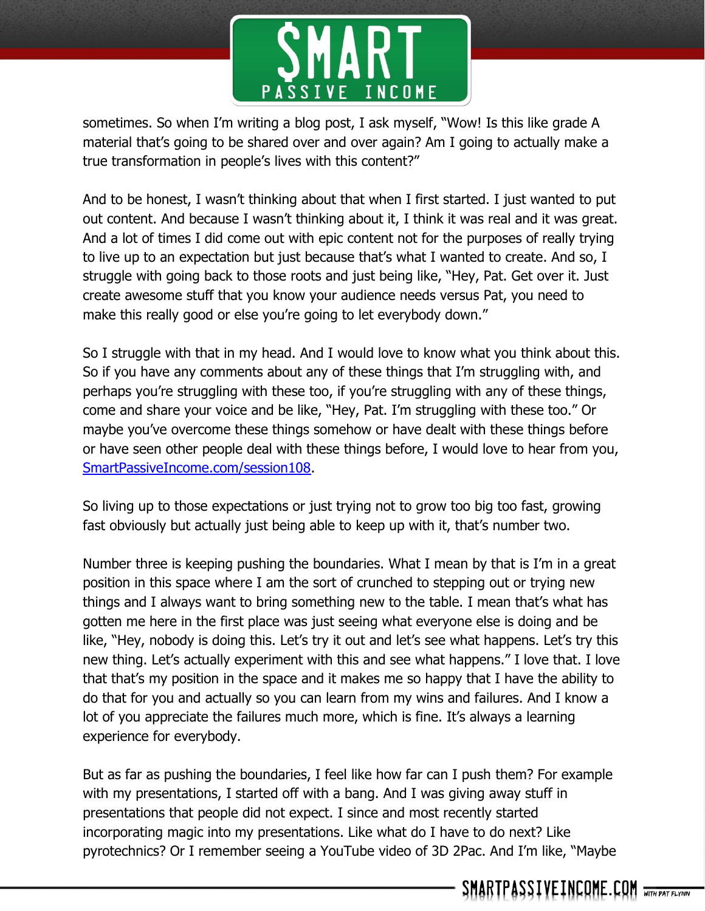sometimes. So when I'm writing a blog post, I ask myself, "Wow! Is this like grade A material that's going to be shared over and over again? Am I going to actually make a true transformation in people's lives with this content?"

And to be honest, I wasn't thinking about that when I first started. I just wanted to put out content. And because I wasn't thinking about it, I think it was real and it was great. And a lot of times I did come out with epic content not for the purposes of really trying to live up to an expectation but just because that's what I wanted to create. And so, I struggle with going back to those roots and just being like, "Hey, Pat. Get over it. Just create awesome stuff that you know your audience needs versus Pat, you need to make this really good or else you're going to let everybody down."

So I struggle with that in my head. And I would love to know what you think about this. So if you have any comments about any of these things that I'm struggling with, and perhaps you're struggling with these too, if you're struggling with any of these things, come and share your voice and be like, "Hey, Pat. I'm struggling with these too." Or maybe you've overcome these things somehow or have dealt with these things before or have seen other people deal with these things before, I would love to hear from you, [SmartPassiveIncome.com/session108](SmartPassiveIncome.com/session108).

So living up to those expectations or just trying not to grow too big too fast, growing fast obviously but actually just being able to keep up with it, that's number two.

Number three is keeping pushing the boundaries. What I mean by that is I'm in a great position in this space where I am the sort of crunched to stepping out or trying new things and I always want to bring something new to the table. I mean that's what has gotten me here in the first place was just seeing what everyone else is doing and be like, "Hey, nobody is doing this. Let's try it out and let's see what happens. Let's try this new thing. Let's actually experiment with this and see what happens." I love that. I love that that's my position in the space and it makes me so happy that I have the ability to do that for you and actually so you can learn from my wins and failures. And I know a lot of you appreciate the failures much more, which is fine. It's always a learning experience for everybody.

But as far as pushing the boundaries, I feel like how far can I push them? For example with my presentations, I started off with a bang. And I was giving away stuff in presentations that people did not expect. I since and most recently started incorporating magic into my presentations. Like what do I have to do next? Like pyrotechnics? Or I remember seeing a YouTube video of 3D 2Pac. And I'm like, "Maybe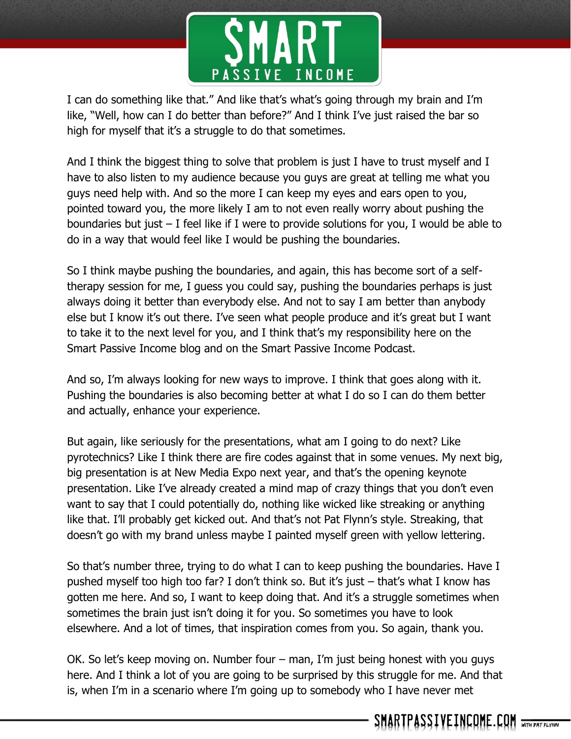I can do something like that." And like that's what's going through my brain and I'm like, "Well, how can I do better than before?" And I think I've just raised the bar so high for myself that it's a struggle to do that sometimes.

And I think the biggest thing to solve that problem is just I have to trust myself and I have to also listen to my audience because you guys are great at telling me what you guys need help with. And so the more I can keep my eyes and ears open to you, pointed toward you, the more likely I am to not even really worry about pushing the boundaries but just – I feel like if I were to provide solutions for you, I would be able to do in a way that would feel like I would be pushing the boundaries.

So I think maybe pushing the boundaries, and again, this has become sort of a self-therapy session for me, I guess you could say, pushing the boundaries perhaps is just always doing it better than everybody else. And not to say I am better than anybody else but I know it's out there. I've seen what people produce and it's great but I want to take it to the next level for you, and I think that's my responsibility here on the Smart Passive Income blog and on the Smart Passive Income Podcast.

And so, I'm always looking for new ways to improve. I think that goes along with it. Pushing the boundaries is also becoming better at what I do so I can do them better and actually, enhance your experience.

But again, like seriously for the presentations, what am I going to do next? Like pyrotechnics? Like I think there are fire codes against that in some venues. My next big, big presentation is at New Media Expo next year, and that's the opening keynote presentation. Like I've already created a mind map of crazy things that you don't even want to say that I could potentially do, nothing like wicked like streaking or anything like that. I'll probably get kicked out. And that's not Pat Flynn's style. Streaking, that doesn't go with my brand unless maybe I painted myself green with yellow lettering.

So that's number three, trying to do what I can to keep pushing the boundaries. Have I pushed myself too high too far? I don't think so. But it's just – that's what I know has gotten me here. And so, I want to keep doing that. And it's a struggle sometimes when sometimes the brain just isn't doing it for you. So sometimes you have to look elsewhere. And a lot of times, that inspiration comes from you. So again, thank you.

OK. So let's keep moving on. Number four – man, I'm just being honest with you guys here. And I think a lot of you are going to be surprised by this struggle for me. And that is, when I'm in a scenario where I'm going up to somebody who I have never met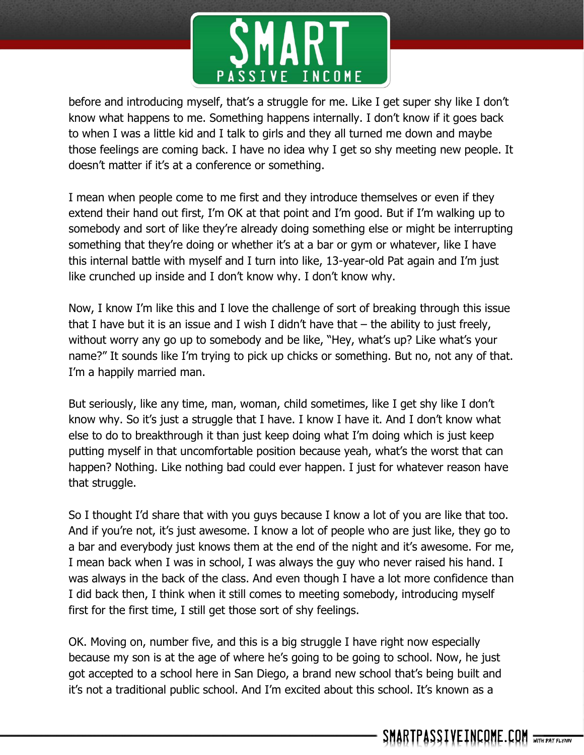before and introducing myself, that's a struggle for me. Like I get super shy like I don't know what happens to me. Something happens internally. I don't know if it goes back to when I was a little kid and I talk to girls and they all turned me down and maybe those feelings are coming back. I have no idea why I get so shy meeting new people. It doesn't matter if it's at a conference or something.

I mean when people come to me first and they introduce themselves or even if they extend their hand out first, I'm OK at that point and I'm good. But if I'm walking up to somebody and sort of like they're already doing something else or might be interrupting something that they're doing or whether it's at a bar or gym or whatever, like I have this internal battle with myself and I turn into like, 13-year-old Pat again and I'm just like crunched up inside and I don't know why. I don't know why.

Now, I know I'm like this and I love the challenge of sort of breaking through this issue that I have but it is an issue and I wish I didn't have that – the ability to just freely, without worry any go up to somebody and be like, "Hey, what's up? Like what's your name?" It sounds like I'm trying to pick up chicks or something. But no, not any of that. I'm a happily married man.

But seriously, like any time, man, woman, child sometimes, like I get shy like I don't know why. So it's just a struggle that I have. I know I have it. And I don't know what else to do to breakthrough it than just keep doing what I'm doing which is just keep putting myself in that uncomfortable position because yeah, what's the worst that can happen? Nothing. Like nothing bad could ever happen. I just for whatever reason have that struggle.

So I thought I'd share that with you guys because I know a lot of you are like that too. And if you're not, it's just awesome. I know a lot of people who are just like, they go to a bar and everybody just knows them at the end of the night and it's awesome. For me, I mean back when I was in school, I was always the guy who never raised his hand. I was always in the back of the class. And even though I have a lot more confidence than I did back then, I think when it still comes to meeting somebody, introducing myself first for the first time, I still get those sort of shy feelings.

OK. Moving on, number five, and this is a big struggle I have right now especially because my son is at the age of where he's going to be going to school. Now, he just got accepted to a school here in San Diego, a brand new school that's being built and it's not a traditional public school. And I'm excited about this school. It's known as a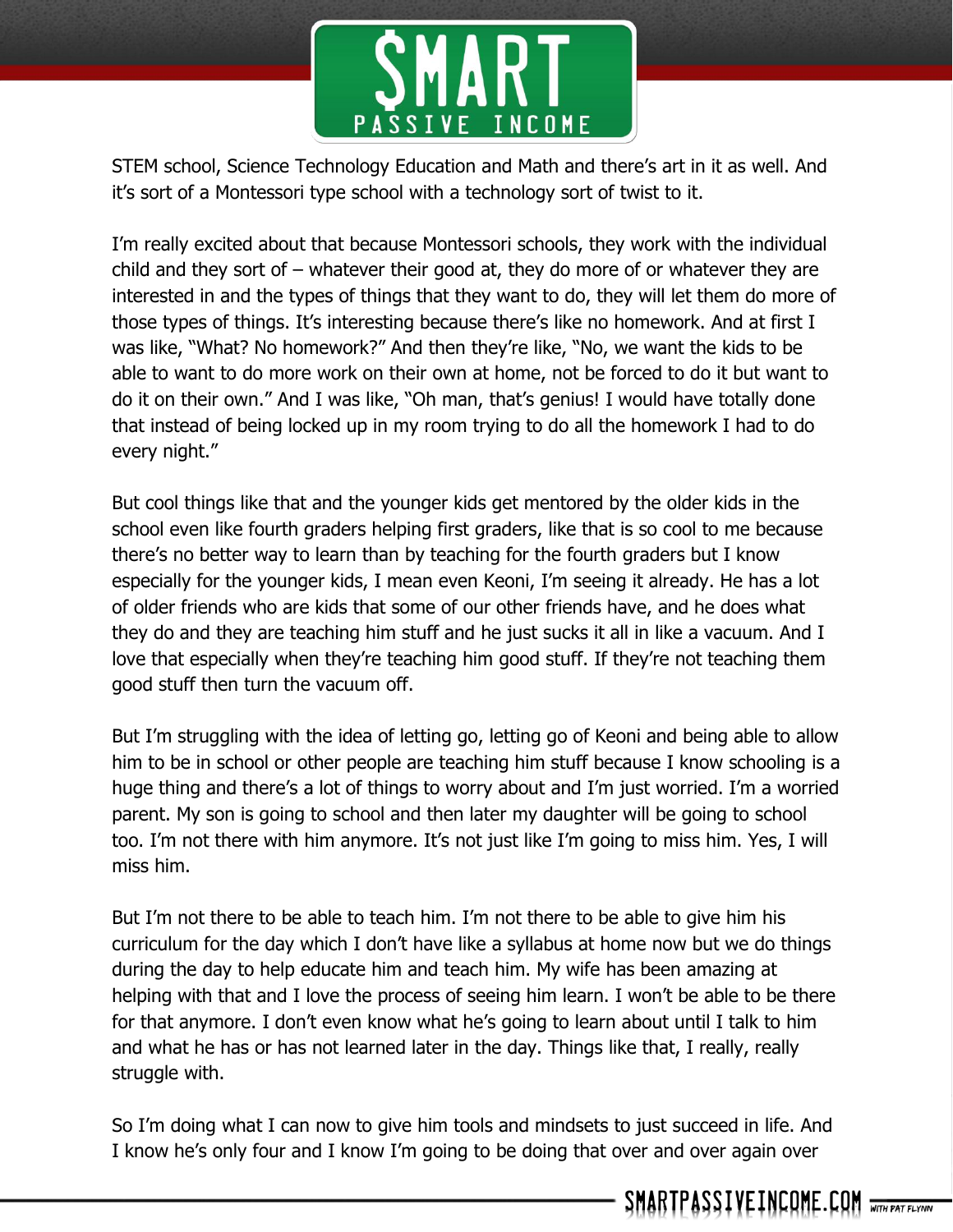STEM school, Science Technology Education and Math and there's art in it as well. And it's sort of a Montessori type school with a technology sort of twist to it.

I'm really excited about that because Montessori schools, they work with the individual child and they sort of – whatever their good at, they do more of or whatever they are interested in and the types of things that they want to do, they will let them do more of those types of things. It's interesting because there's like no homework. And at first I was like, "What? No homework?" And then they're like, "No, we want the kids to be able to want to do more work on their own at home, not be forced to do it but want to do it on their own." And I was like, "Oh man, that's genius! I would have totally done that instead of being locked up in my room trying to do all the homework I had to do every night."

But cool things like that and the younger kids get mentored by the older kids in the school even like fourth graders helping first graders, like that is so cool to me because there's no better way to learn than by teaching for the fourth graders but I know especially for the younger kids, I mean even Keoni, I'm seeing it already. He has a lot of older friends who are kids that some of our other friends have, and he does what they do and they are teaching him stuff and he just sucks it all in like a vacuum. And I love that especially when they're teaching him good stuff. If they're not teaching them good stuff then turn the vacuum off.

But I'm struggling with the idea of letting go, letting go of Keoni and being able to allow him to be in school or other people are teaching him stuff because I know schooling is a huge thing and there's a lot of things to worry about and I'm just worried. I'm a worried parent. My son is going to school and then later my daughter will be going to school too. I'm not there with him anymore. It's not just like I'm going to miss him. Yes, I will miss him.

But I'm not there to be able to teach him. I'm not there to be able to give him his curriculum for the day which I don't have like a syllabus at home now but we do things during the day to help educate him and teach him. My wife has been amazing at helping with that and I love the process of seeing him learn. I won't be able to be there for that anymore. I don't even know what he's going to learn about until I talk to him and what he has or has not learned later in the day. Things like that, I really, really struggle with.

So I'm doing what I can now to give him tools and mindsets to just succeed in life. And I know he's only four and I know I'm going to be doing that over and over again over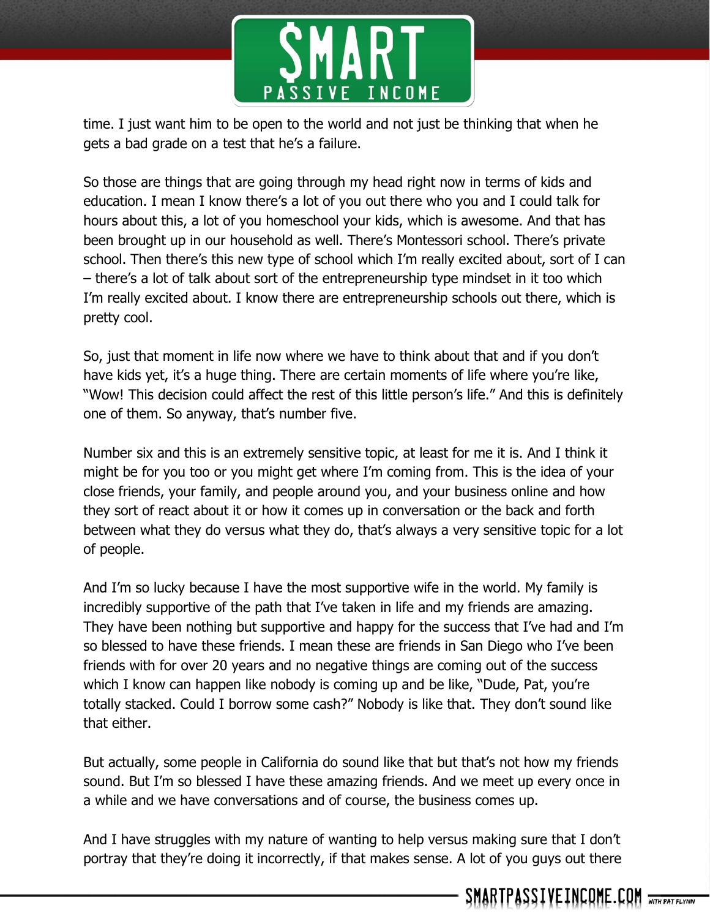time. I just want him to be open to the world and not just be thinking that when he gets a bad grade on a test that he's a failure.

So those are things that are going through my head right now in terms of kids and education. I mean I know there's a lot of you out there who you and I could talk for hours about this, a lot of you homeschool your kids, which is awesome. And that has been brought up in our household as well. There's Montessori school. There's private school. Then there's this new type of school which I'm really excited about, sort of I can – there's a lot of talk about sort of the entrepreneurship type mindset in it too which I'm really excited about. I know there are entrepreneurship schools out there, which is pretty cool.

So, just that moment in life now where we have to think about that and if you don't have kids yet, it's a huge thing. There are certain moments of life where you're like, "Wow! This decision could affect the rest of this little person's life." And this is definitely one of them. So anyway, that's number five.

Number six and this is an extremely sensitive topic, at least for me it is. And I think it might be for you too or you might get where I'm coming from. This is the idea of your close friends, your family, and people around you, and your business online and how they sort of react about it or how it comes up in conversation or the back and forth between what they do versus what they do, that's always a very sensitive topic for a lot of people.

And I'm so lucky because I have the most supportive wife in the world. My family is incredibly supportive of the path that I've taken in life and my friends are amazing. They have been nothing but supportive and happy for the success that I've had and I'm so blessed to have these friends. I mean these are friends in San Diego who I've been friends with for over 20 years and no negative things are coming out of the success which I know can happen like nobody is coming up and be like, "Dude, Pat, you're totally stacked. Could I borrow some cash?" Nobody is like that. They don't sound like that either.

But actually, some people in California do sound like that but that's not how my friends sound. But I'm so blessed I have these amazing friends. And we meet up every once in a while and we have conversations and of course, the business comes up.

And I have struggles with my nature of wanting to help versus making sure that I don't portray that they're doing it incorrectly, if that makes sense. A lot of you guys out there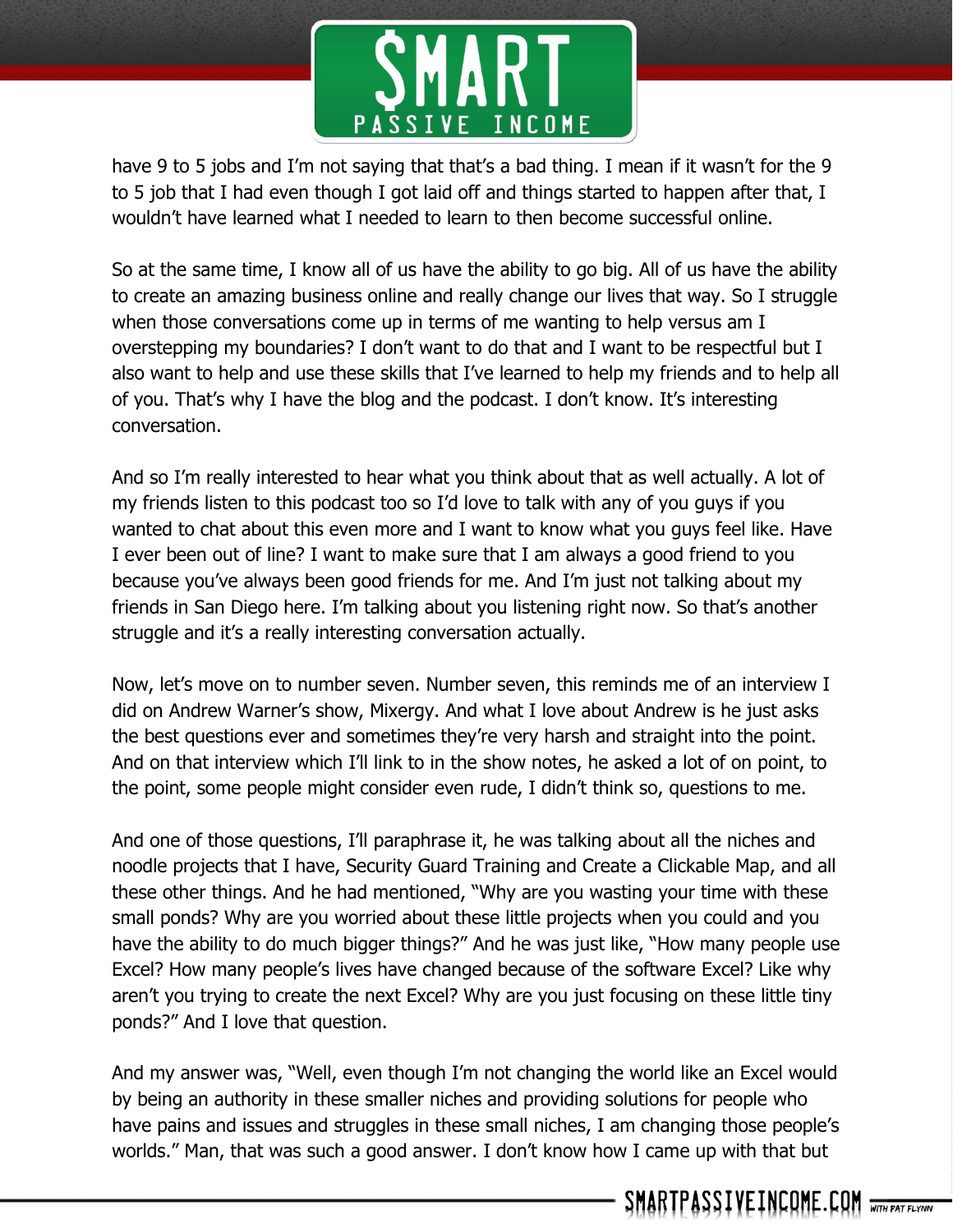have 9 to 5 jobs and I'm not saying that that's a bad thing. I mean if it wasn't for the 9 to 5 job that I had even though I got laid off and things started to happen after that, I wouldn't have learned what I needed to learn to then become successful online.

So at the same time, I know all of us have the ability to go big. All of us have the ability to create an amazing business online and really change our lives that way. So I struggle when those conversations come up in terms of me wanting to help versus am I overstepping my boundaries? I don't want to do that and I want to be respectful but I also want to help and use these skills that I've learned to help my friends and to help all of you. That's why I have the blog and the podcast. I don't know. It's interesting conversation.

And so I'm really interested to hear what you think about that as well actually. A lot of my friends listen to this podcast too so I'd love to talk with any of you guys if you wanted to chat about this even more and I want to know what you guys feel like. Have I ever been out of line? I want to make sure that I am always a good friend to you because you've always been good friends for me. And I'm just not talking about my friends in San Diego here. I'm talking about you listening right now. So that's another struggle and it's a really interesting conversation actually.

Now, let's move on to number seven. Number seven, this reminds me of an interview I did on Andrew Warner's show, Mixergy. And what I love about Andrew is he just asks the best questions ever and sometimes they're very harsh and straight into the point. And on that interview which I'll link to in the show notes, he asked a lot of on point, to the point, some people might consider even rude, I didn't think so, questions to me.

And one of those questions, I'll paraphrase it, he was talking about all the niches and noodle projects that I have, Security Guard Training and Create a Clickable Map, and all these other things. And he had mentioned, "Why are you wasting your time with these small ponds? Why are you worried about these little projects when you could and you have the ability to do much bigger things?" And he was just like, "How many people use Excel? How many people's lives have changed because of the software Excel? Like why aren't you trying to create the next Excel? Why are you just focusing on these little tiny ponds?" And I love that question.

And my answer was, "Well, even though I'm not changing the world like an Excel would by being an authority in these smaller niches and providing solutions for people who have pains and issues and struggles in these small niches, I am changing those people's worlds." Man, that was such a good answer. I don't know how I came up with that but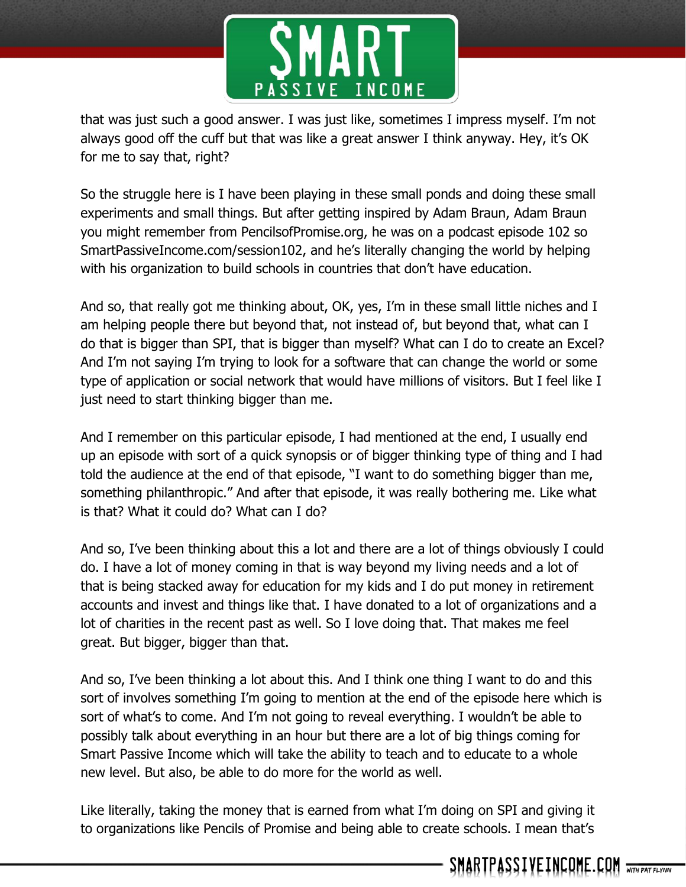that was just such a good answer. I was just like, sometimes I impress myself. I'm not always good off the cuff but that was like a great answer I think anyway. Hey, it's OK for me to say that, right?

So the struggle here is I have been playing in these small ponds and doing these small experiments and small things. But after getting inspired by Adam Braun, Adam Braun you might remember from PencilsofPromise.org, he was on a podcast episode 102 so SmartPassiveIncome.com/session102, and he's literally changing the world by helping with his organization to build schools in countries that don't have education.

And so, that really got me thinking about, OK, yes, I'm in these small little niches and I am helping people there but beyond that, not instead of, but beyond that, what can I do that is bigger than SPI, that is bigger than myself? What can I do to create an Excel? And I'm not saying I'm trying to look for a software that can change the world or some type of application or social network that would have millions of visitors. But I feel like I just need to start thinking bigger than me.

And I remember on this particular episode, I had mentioned at the end, I usually end up an episode with sort of a quick synopsis or of bigger thinking type of thing and I had told the audience at the end of that episode, "I want to do something bigger than me, something philanthropic." And after that episode, it was really bothering me. Like what is that? What it could do? What can I do?

And so, I've been thinking about this a lot and there are a lot of things obviously I could do. I have a lot of money coming in that is way beyond my living needs and a lot of that is being stacked away for education for my kids and I do put money in retirement accounts and invest and things like that. I have donated to a lot of organizations and a lot of charities in the recent past as well. So I love doing that. That makes me feel great. But bigger, bigger than that.

And so, I've been thinking a lot about this. And I think one thing I want to do and this sort of involves something I'm going to mention at the end of the episode here which is sort of what's to come. And I'm not going to reveal everything. I wouldn't be able to possibly talk about everything in an hour but there are a lot of big things coming for Smart Passive Income which will take the ability to teach and to educate to a whole new level. But also, be able to do more for the world as well.

Like literally, taking the money that is earned from what I'm doing on SPI and giving it to organizations like Pencils of Promise and being able to create schools. I mean that's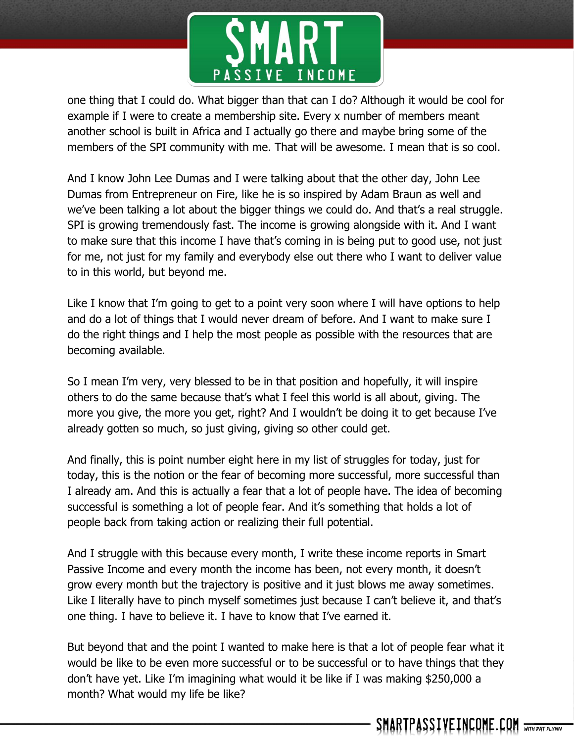one thing that I could do. What bigger than that can I do? Although it would be cool for example if I were to create a membership site. Every x number of members meant another school is built in Africa and I actually go there and maybe bring some of the members of the SPI community with me. That will be awesome. I mean that is so cool.

And I know John Lee Dumas and I were talking about that the other day, John Lee Dumas from Entrepreneur on Fire, like he is so inspired by Adam Braun as well and we've been talking a lot about the bigger things we could do. And that's a real struggle. SPI is growing tremendously fast. The income is growing alongside with it. And I want to make sure that this income I have that's coming in is being put to good use, not just for me, not just for my family and everybody else out there who I want to deliver value to in this world, but beyond me.

Like I know that I'm going to get to a point very soon where I will have options to help and do a lot of things that I would never dream of before. And I want to make sure I do the right things and I help the most people as possible with the resources that are becoming available.

So I mean I'm very, very blessed to be in that position and hopefully, it will inspire others to do the same because that's what I feel this world is all about, giving. The more you give, the more you get, right? And I wouldn't be doing it to get because I've already gotten so much, so just giving, giving so other could get.

And finally, this is point number eight here in my list of struggles for today, just for today, this is the notion or the fear of becoming more successful, more successful than I already am. And this is actually a fear that a lot of people have. The idea of becoming successful is something a lot of people fear. And it's something that holds a lot of people back from taking action or realizing their full potential.

And I struggle with this because every month, I write these income reports in Smart Passive Income and every month the income has been, not every month, it doesn't grow every month but the trajectory is positive and it just blows me away sometimes. Like I literally have to pinch myself sometimes just because I can't believe it, and that's one thing. I have to believe it. I have to know that I've earned it.

But beyond that and the point I wanted to make here is that a lot of people fear what it would be like to be even more successful or to be successful or to have things that they don't have yet. Like I'm imagining what would it be like if I was making $250,000 a month? What would my life be like?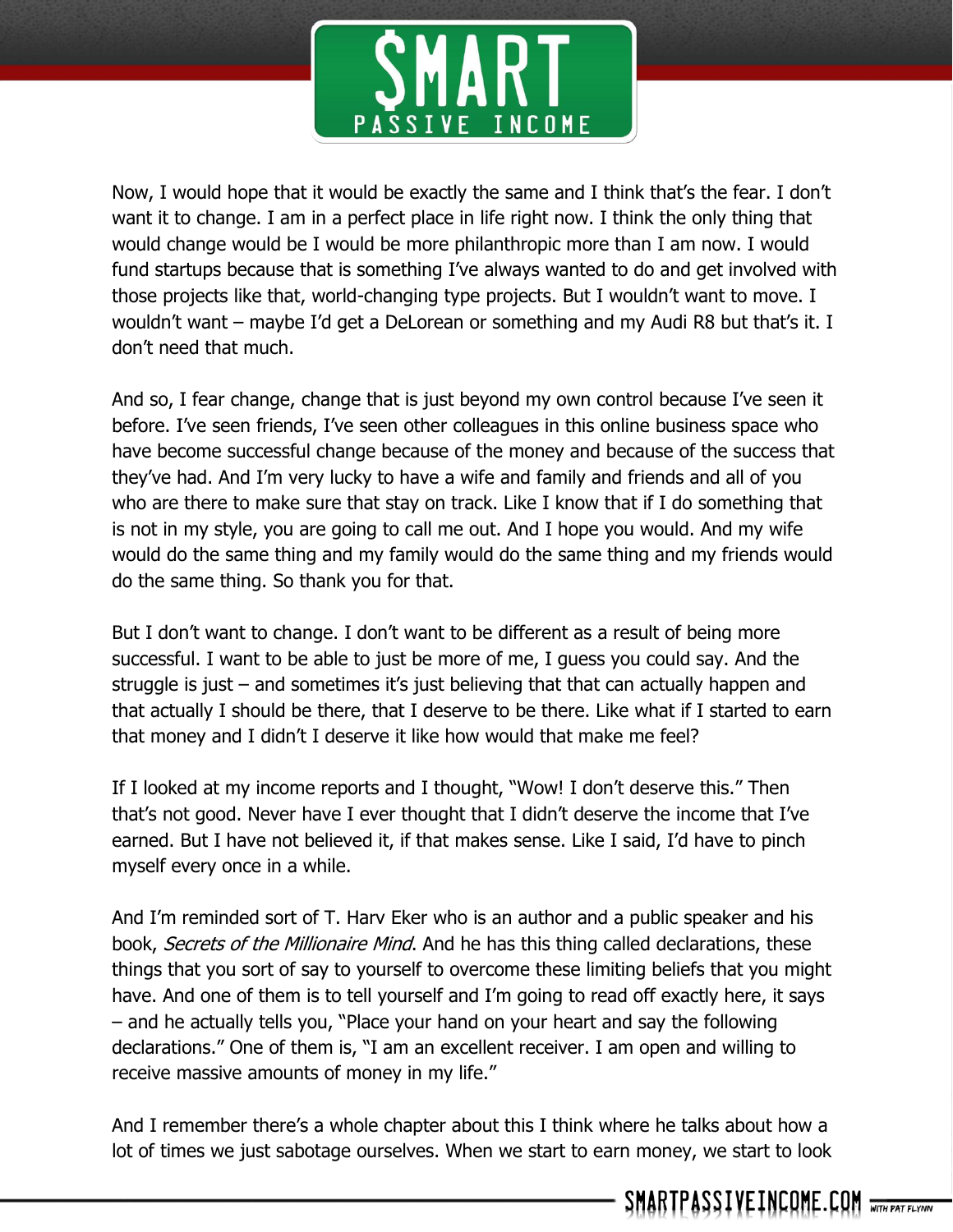Now, I would hope that it would be exactly the same and I think that's the fear. I don't want it to change. I am in a perfect place in life right now. I think the only thing that would change would be I would be more philanthropic more than I am now. I would fund startups because that is something I've always wanted to do and get involved with those projects like that, world-changing type projects. But I wouldn't want to move. I wouldn't want – maybe I'd get a DeLorean or something and my Audi R8 but that's it. I don't need that much.

And so, I fear change, change that is just beyond my own control because I've seen it before. I've seen friends, I've seen other colleagues in this online business space who have become successful change because of the money and because of the success that they've had. And I'm very lucky to have a wife and family and friends and all of you who are there to make sure that stay on track. Like I know that if I do something that is not in my style, you are going to call me out. And I hope you would. And my wife would do the same thing and my family would do the same thing and my friends would do the same thing. So thank you for that.

But I don't want to change. I don't want to be different as a result of being more successful. I want to be able to just be more of me, I guess you could say. And the struggle is just – and sometimes it's just believing that that can actually happen and that actually I should be there, that I deserve to be there. Like what if I started to earn that money and I didn't I deserve it like how would that make me feel?

If I looked at my income reports and I thought, "Wow! I don't deserve this." Then that's not good. Never have I ever thought that I didn't deserve the income that I've earned. But I have not believed it, if that makes sense. Like I said, I'd have to pinch myself every once in a while.

And I'm reminded sort of T. Harv Eker who is an author and a public speaker and his book, *Secrets of the Millionaire Mind*. And he has this thing called declarations, these things that you sort of say to yourself to overcome these limiting beliefs that you might have. And one of them is to tell yourself and I'm going to read off exactly here, it says – and he actually tells you, "Place your hand on your heart and say the following declarations." One of them is, "I am an excellent receiver. I am open and willing to receive massive amounts of money in my life."

And I remember there's a whole chapter about this I think where he talks about how a lot of times we just sabotage ourselves. When we start to earn money, we start to look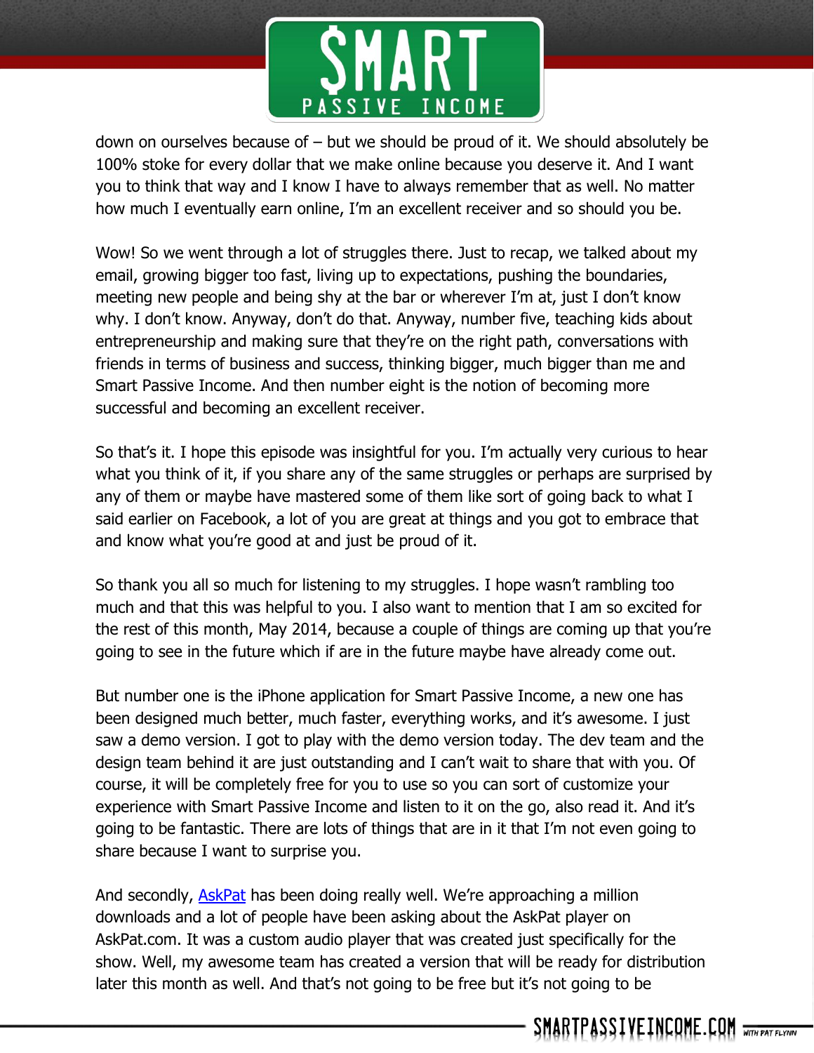down on ourselves because of – but we should be proud of it. We should absolutely be 100% stoke for every dollar that we make online because you deserve it. And I want you to think that way and I know I have to always remember that as well. No matter how much I eventually earn online, I'm an excellent receiver and so should you be.

Wow! So we went through a lot of struggles there. Just to recap, we talked about my email, growing bigger too fast, living up to expectations, pushing the boundaries, meeting new people and being shy at the bar or wherever I'm at, just I don't know why. I don't know. Anyway, don't do that. Anyway, number five, teaching kids about entrepreneurship and making sure that they're on the right path, conversations with friends in terms of business and success, thinking bigger, much bigger than me and Smart Passive Income. And then number eight is the notion of becoming more successful and becoming an excellent receiver.

So that's it. I hope this episode was insightful for you. I'm actually very curious to hear what you think of it, if you share any of the same struggles or perhaps are surprised by any of them or maybe have mastered some of them like sort of going back to what I said earlier on Facebook, a lot of you are great at things and you got to embrace that and know what you're good at and just be proud of it.

So thank you all so much for listening to my struggles. I hope wasn't rambling too much and that this was helpful to you. I also want to mention that I am so excited for the rest of this month, May 2014, because a couple of things are coming up that you're going to see in the future which if are in the future maybe have already come out.

But number one is the iPhone application for Smart Passive Income, a new one has been designed much better, much faster, everything works, and it's awesome. I just saw a demo version. I got to play with the demo version today. The dev team and the design team behind it are just outstanding and I can't wait to share that with you. Of course, it will be completely free for you to use so you can sort of customize your experience with Smart Passive Income and listen to it on the go, also read it. And it's going to be fantastic. There are lots of things that are in it that I'm not even going to share because I want to surprise you.

And secondly, AskPat has been doing really well. We're approaching a million downloads and a lot of people have been asking about the AskPat player on AskPat.com. It was a custom audio player that was created just specifically for the show. Well, my awesome team has created a version that will be ready for distribution later this month as well. And that's not going to be free but it's not going to be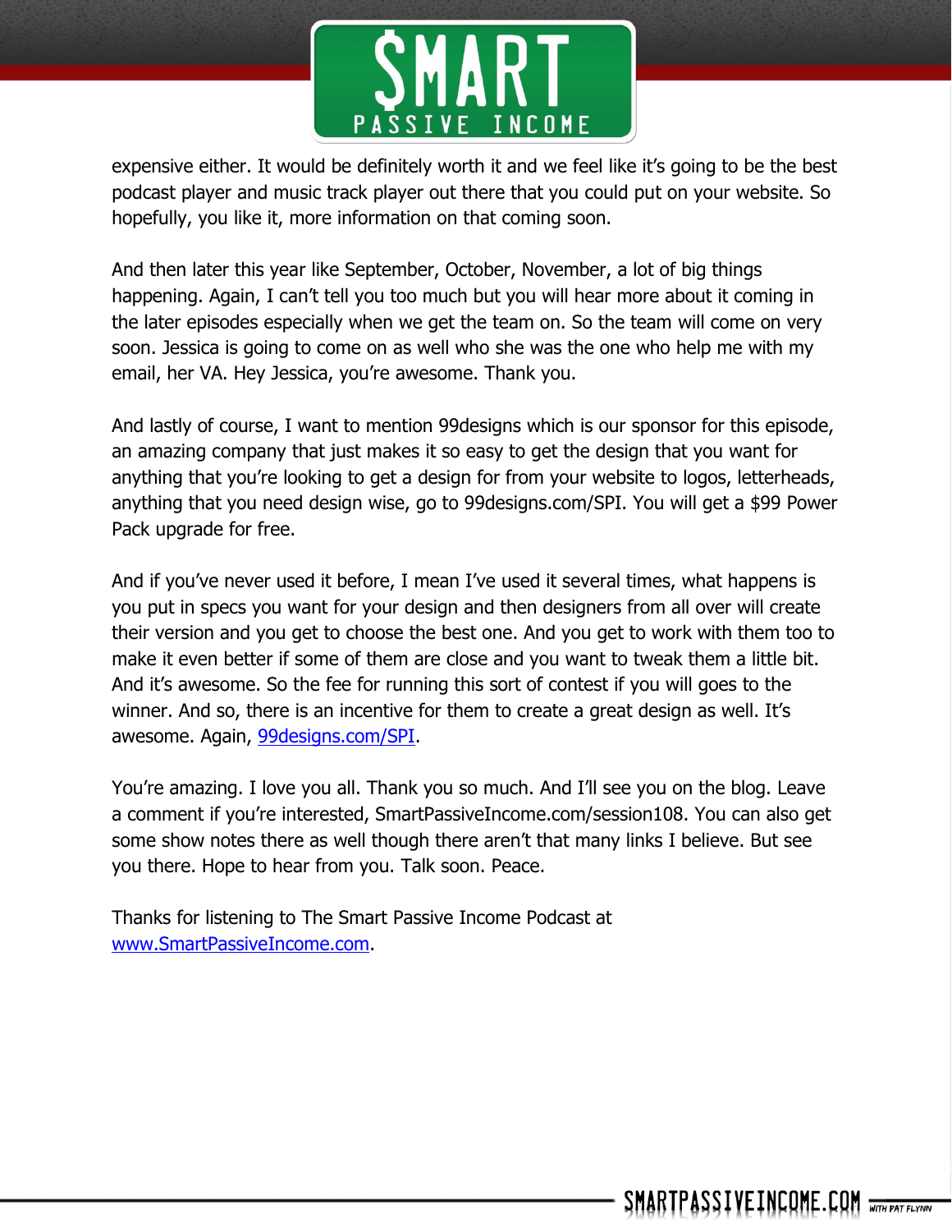expensive either. It would be definitely worth it and we feel like it's going to be the best podcast player and music track player out there that you could put on your website. So hopefully, you like it, more information on that coming soon.

And then later this year like September, October, November, a lot of big things happening. Again, I can't tell you too much but you will hear more about it coming in the later episodes especially when we get the team on. So the team will come on very soon. Jessica is going to come on as well who she was the one who help me with my email, her VA. Hey Jessica, you're awesome. Thank you.

And lastly of course, I want to mention 99designs which is our sponsor for this episode, an amazing company that just makes it so easy to get the design that you want for anything that you're looking to get a design for from your website to logos, letterheads, anything that you need design wise, go to 99designs.com/SPI. You will get a $99 Power Pack upgrade for free.

And if you've never used it before, I mean I've used it several times, what happens is you put in specs you want for your design and then designers from all over will create their version and you get to choose the best one. And you get to work with them too to make it even better if some of them are close and you want to tweak them a little bit. And it's awesome. So the fee for running this sort of contest if you will goes to the winner. And so, there is an incentive for them to create a great design as well. It's awesome. Again, [99designs.com/SPI](99designs.com/SPI).

You're amazing. I love you all. Thank you so much. And I'll see you on the blog. Leave a comment if you're interested, SmartPassiveIncome.com/session108. You can also get some show notes there as well though there aren't that many links I believe. But see you there. Hope to hear from you. Talk soon. Peace.

Thanks for listening to The Smart Passive Income Podcast at [www.SmartPassiveIncome.com](www.SmartPassiveIncome.com).